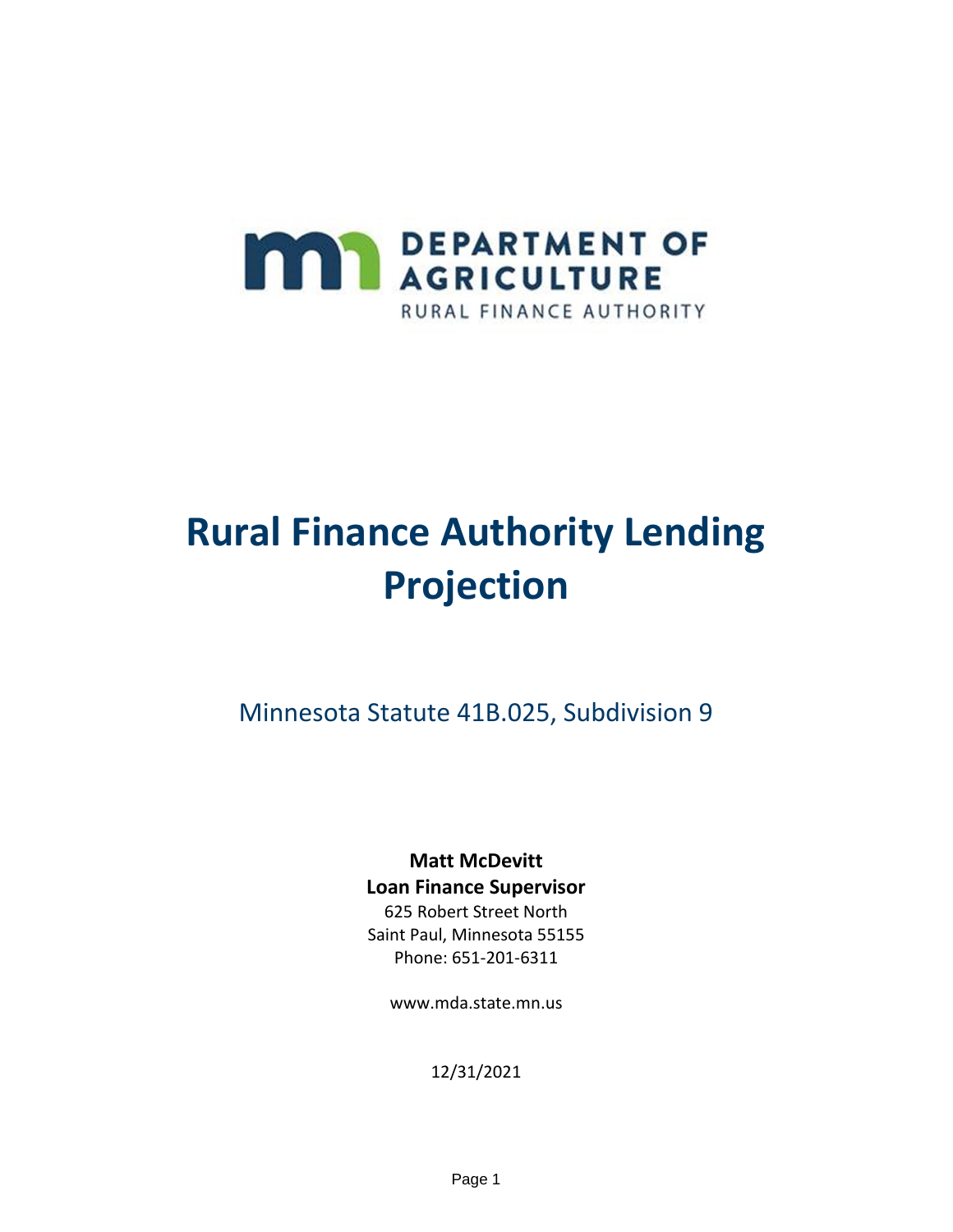DEPARTMENT OF AGRICULTURE

RURAL FINANCE AUTHORITY

# Rural Finance Authority Lending Projection

Minnesota Statute 41B.025, Subdivision 9

**Matt McDevitt**
**Loan Finance Supervisor**
625 Robert Street North
Saint Paul, Minnesota 55155
Phone: 651-201-6311

www.mda.state.mn.us

12/31/2021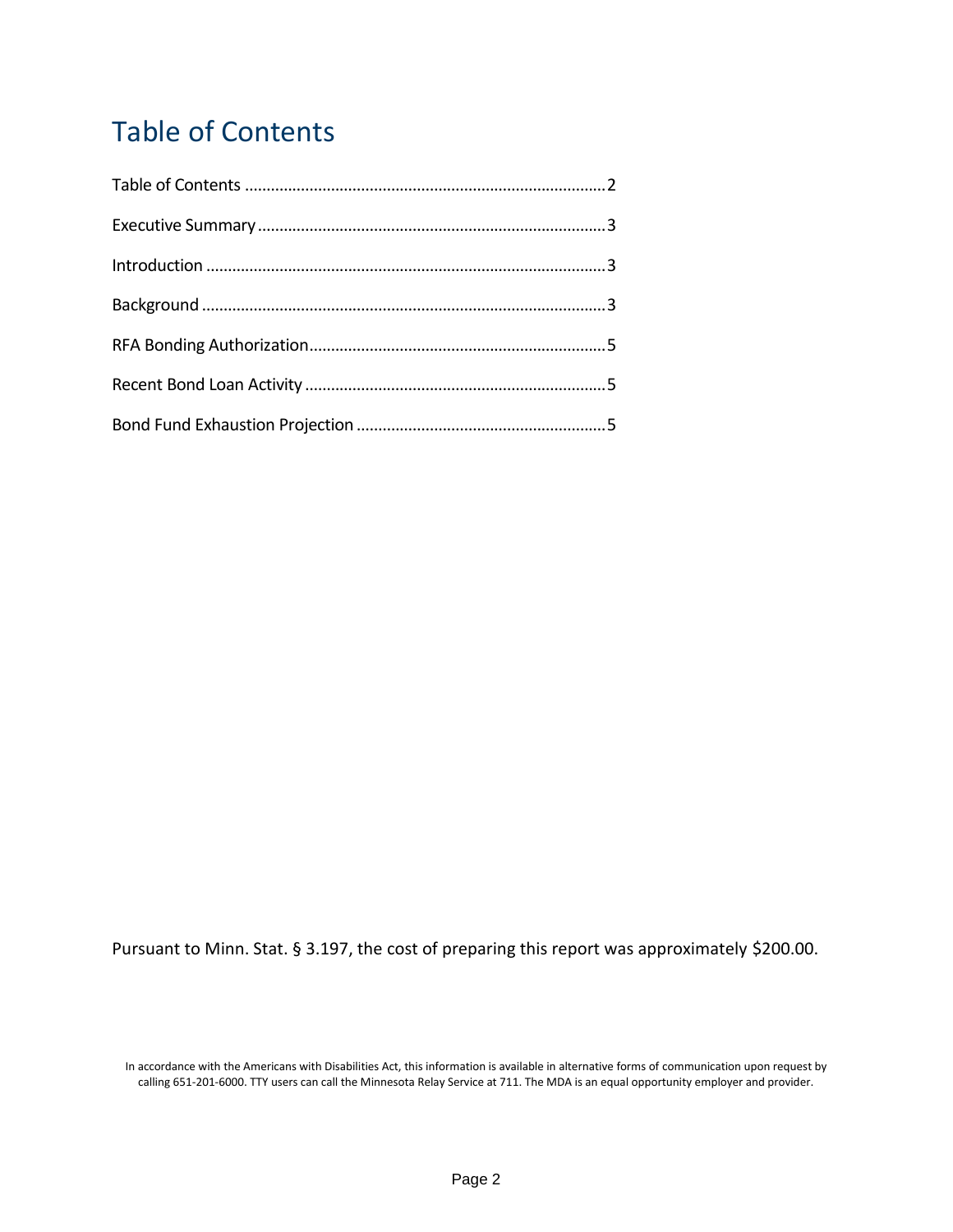# Table of Contents

Table of Contents .......................................................................................2

Executive Summary ....................................................................................3

Introduction ...............................................................................................3

Background ................................................................................................3

RFA Bonding Authorization.........................................................................5

Recent Bond Loan Activity ..........................................................................5

Bond Fund Exhaustion Projection ...............................................................5

Pursuant to Minn. Stat. § 3.197, the cost of preparing this report was approximately $200.00.

In accordance with the Americans with Disabilities Act, this information is available in alternative forms of communication upon request by calling 651-201-6000. TTY users can call the Minnesota Relay Service at 711. The MDA is an equal opportunity employer and provider.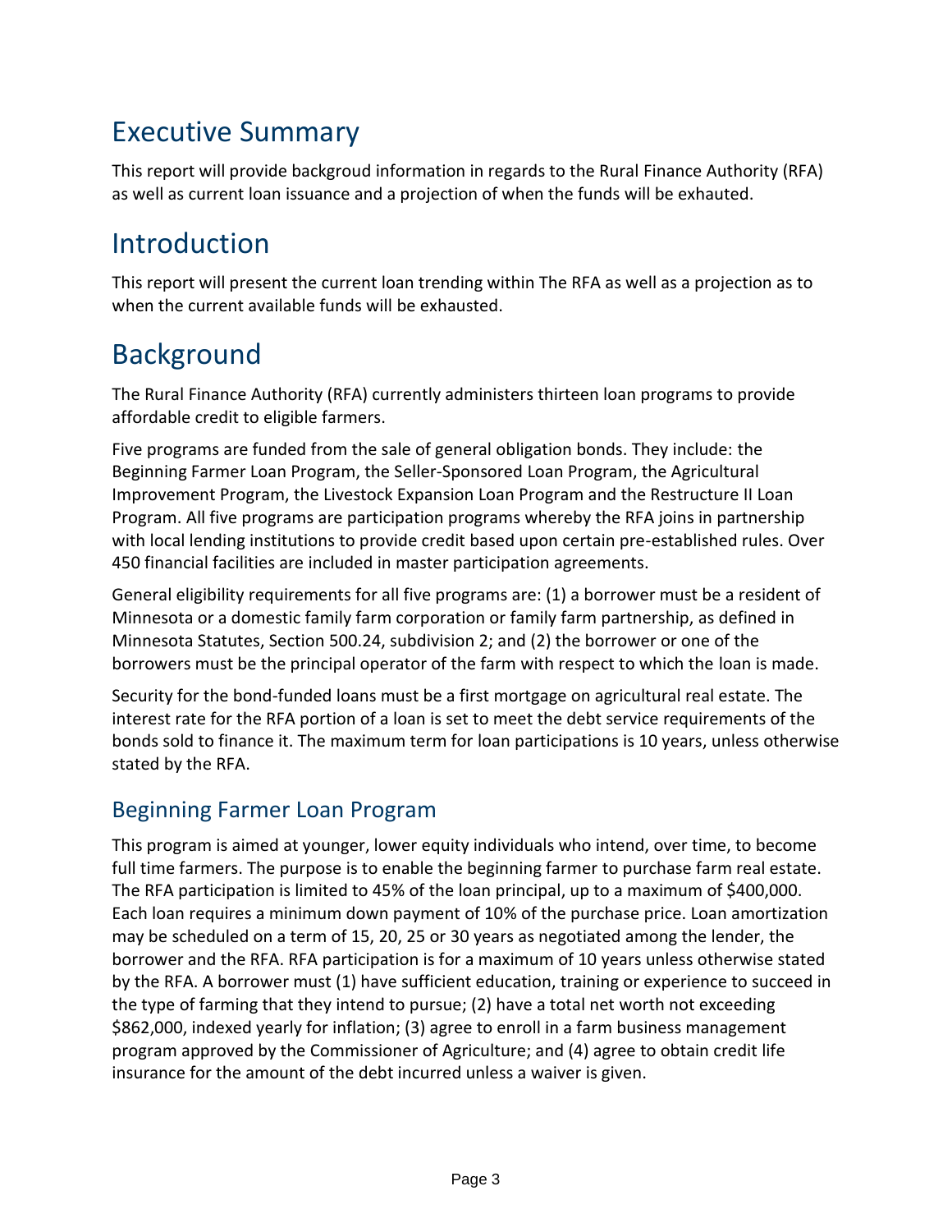# Executive Summary

This report will provide backgroud information in regards to the Rural Finance Authority (RFA) as well as current loan issuance and a projection of when the funds will be exhauted.

# Introduction

This report will present the current loan trending within The RFA as well as a projection as to when the current available funds will be exhausted.

# Background

The Rural Finance Authority (RFA) currently administers thirteen loan programs to provide affordable credit to eligible farmers.

Five programs are funded from the sale of general obligation bonds. They include: the Beginning Farmer Loan Program, the Seller-Sponsored Loan Program, the Agricultural Improvement Program, the Livestock Expansion Loan Program and the Restructure II Loan Program. All five programs are participation programs whereby the RFA joins in partnership with local lending institutions to provide credit based upon certain pre-established rules. Over 450 financial facilities are included in master participation agreements.

General eligibility requirements for all five programs are: (1) a borrower must be a resident of Minnesota or a domestic family farm corporation or family farm partnership, as defined in Minnesota Statutes, Section 500.24, subdivision 2; and (2) the borrower or one of the borrowers must be the principal operator of the farm with respect to which the loan is made.

Security for the bond-funded loans must be a first mortgage on agricultural real estate. The interest rate for the RFA portion of a loan is set to meet the debt service requirements of the bonds sold to finance it. The maximum term for loan participations is 10 years, unless otherwise stated by the RFA.

## Beginning Farmer Loan Program

This program is aimed at younger, lower equity individuals who intend, over time, to become full time farmers. The purpose is to enable the beginning farmer to purchase farm real estate. The RFA participation is limited to 45% of the loan principal, up to a maximum of $400,000. Each loan requires a minimum down payment of 10% of the purchase price. Loan amortization may be scheduled on a term of 15, 20, 25 or 30 years as negotiated among the lender, the borrower and the RFA. RFA participation is for a maximum of 10 years unless otherwise stated by the RFA. A borrower must (1) have sufficient education, training or experience to succeed in the type of farming that they intend to pursue; (2) have a total net worth not exceeding $862,000, indexed yearly for inflation; (3) agree to enroll in a farm business management program approved by the Commissioner of Agriculture; and (4) agree to obtain credit life insurance for the amount of the debt incurred unless a waiver is given.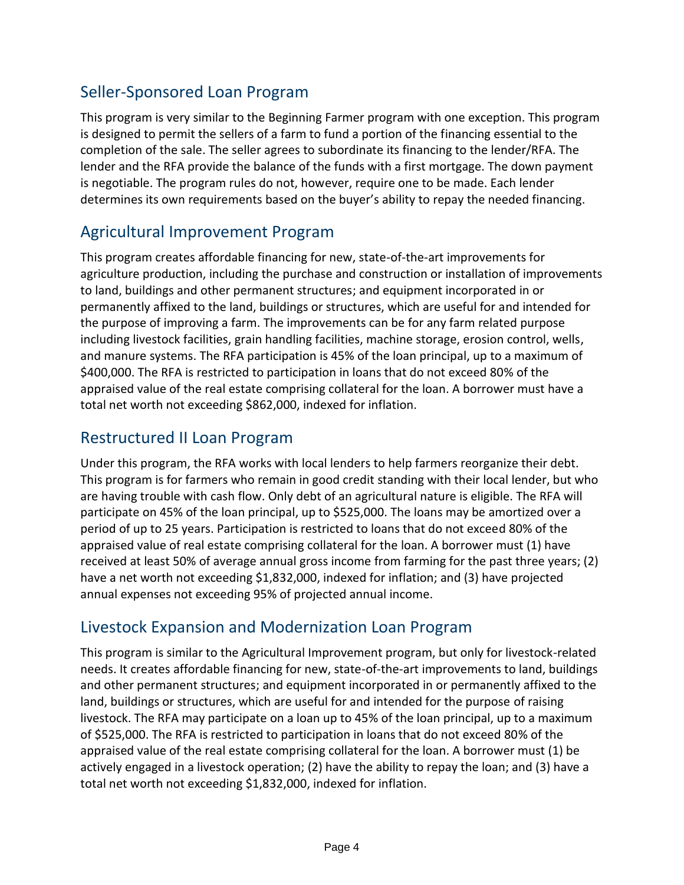## Seller-Sponsored Loan Program

This program is very similar to the Beginning Farmer program with one exception. This program is designed to permit the sellers of a farm to fund a portion of the financing essential to the completion of the sale. The seller agrees to subordinate its financing to the lender/RFA. The lender and the RFA provide the balance of the funds with a first mortgage. The down payment is negotiable. The program rules do not, however, require one to be made. Each lender determines its own requirements based on the buyer's ability to repay the needed financing.

## Agricultural Improvement Program

This program creates affordable financing for new, state-of-the-art improvements for agriculture production, including the purchase and construction or installation of improvements to land, buildings and other permanent structures; and equipment incorporated in or permanently affixed to the land, buildings or structures, which are useful for and intended for the purpose of improving a farm. The improvements can be for any farm related purpose including livestock facilities, grain handling facilities, machine storage, erosion control, wells, and manure systems. The RFA participation is 45% of the loan principal, up to a maximum of $400,000. The RFA is restricted to participation in loans that do not exceed 80% of the appraised value of the real estate comprising collateral for the loan. A borrower must have a total net worth not exceeding $862,000, indexed for inflation.

## Restructured II Loan Program

Under this program, the RFA works with local lenders to help farmers reorganize their debt. This program is for farmers who remain in good credit standing with their local lender, but who are having trouble with cash flow. Only debt of an agricultural nature is eligible. The RFA will participate on 45% of the loan principal, up to $525,000. The loans may be amortized over a period of up to 25 years. Participation is restricted to loans that do not exceed 80% of the appraised value of real estate comprising collateral for the loan. A borrower must (1) have received at least 50% of average annual gross income from farming for the past three years; (2) have a net worth not exceeding $1,832,000, indexed for inflation; and (3) have projected annual expenses not exceeding 95% of projected annual income.

## Livestock Expansion and Modernization Loan Program

This program is similar to the Agricultural Improvement program, but only for livestock-related needs. It creates affordable financing for new, state-of-the-art improvements to land, buildings and other permanent structures; and equipment incorporated in or permanently affixed to the land, buildings or structures, which are useful for and intended for the purpose of raising livestock. The RFA may participate on a loan up to 45% of the loan principal, up to a maximum of $525,000. The RFA is restricted to participation in loans that do not exceed 80% of the appraised value of the real estate comprising collateral for the loan. A borrower must (1) be actively engaged in a livestock operation; (2) have the ability to repay the loan; and (3) have a total net worth not exceeding $1,832,000, indexed for inflation.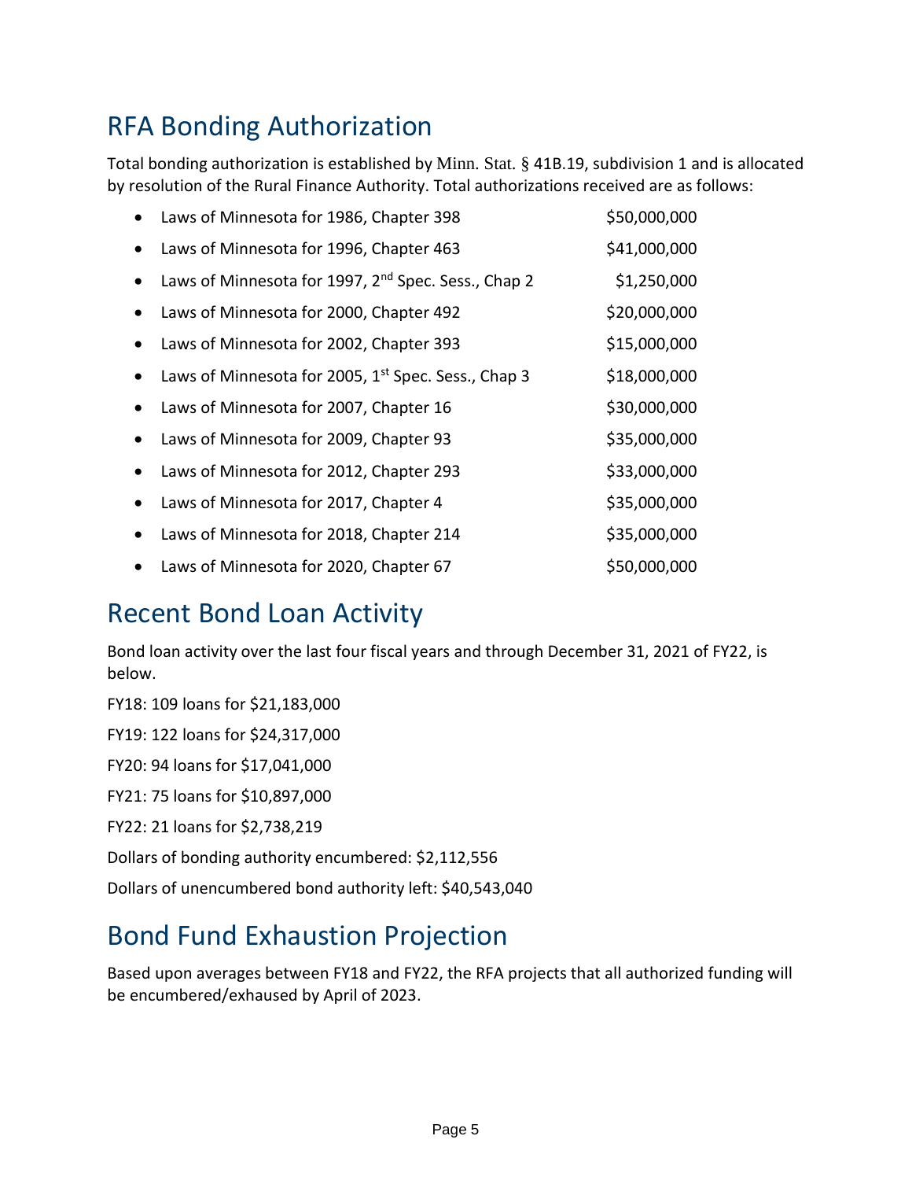## RFA Bonding Authorization

Total bonding authorization is established by Minn. Stat. § 41B.19, subdivision 1 and is allocated by resolution of the Rural Finance Authority. Total authorizations received are as follows:

- Laws of Minnesota for 1986, Chapter 398 $50,000,000
- Laws of Minnesota for 1996, Chapter 463 $41,000,000
- Laws of Minnesota for 1997, 2nd Spec. Sess., Chap 2 $1,250,000
- Laws of Minnesota for 2000, Chapter 492 $20,000,000
- Laws of Minnesota for 2002, Chapter 393 $15,000,000
- Laws of Minnesota for 2005, 1st Spec. Sess., Chap 3 $18,000,000
- Laws of Minnesota for 2007, Chapter 16 $30,000,000
- Laws of Minnesota for 2009, Chapter 93 $35,000,000
- Laws of Minnesota for 2012, Chapter 293 $33,000,000
- Laws of Minnesota for 2017, Chapter 4 $35,000,000
- Laws of Minnesota for 2018, Chapter 214 $35,000,000
- Laws of Minnesota for 2020, Chapter 67 $50,000,000

## Recent Bond Loan Activity

Bond loan activity over the last four fiscal years and through December 31, 2021 of FY22, is below.

FY18: 109 loans for $21,183,000

FY19: 122 loans for $24,317,000

FY20: 94 loans for $17,041,000

FY21: 75 loans for $10,897,000

FY22: 21 loans for $2,738,219

Dollars of bonding authority encumbered: $2,112,556

Dollars of unencumbered bond authority left: $40,543,040

## Bond Fund Exhaustion Projection

Based upon averages between FY18 and FY22, the RFA projects that all authorized funding will be encumbered/exhaused by April of 2023.